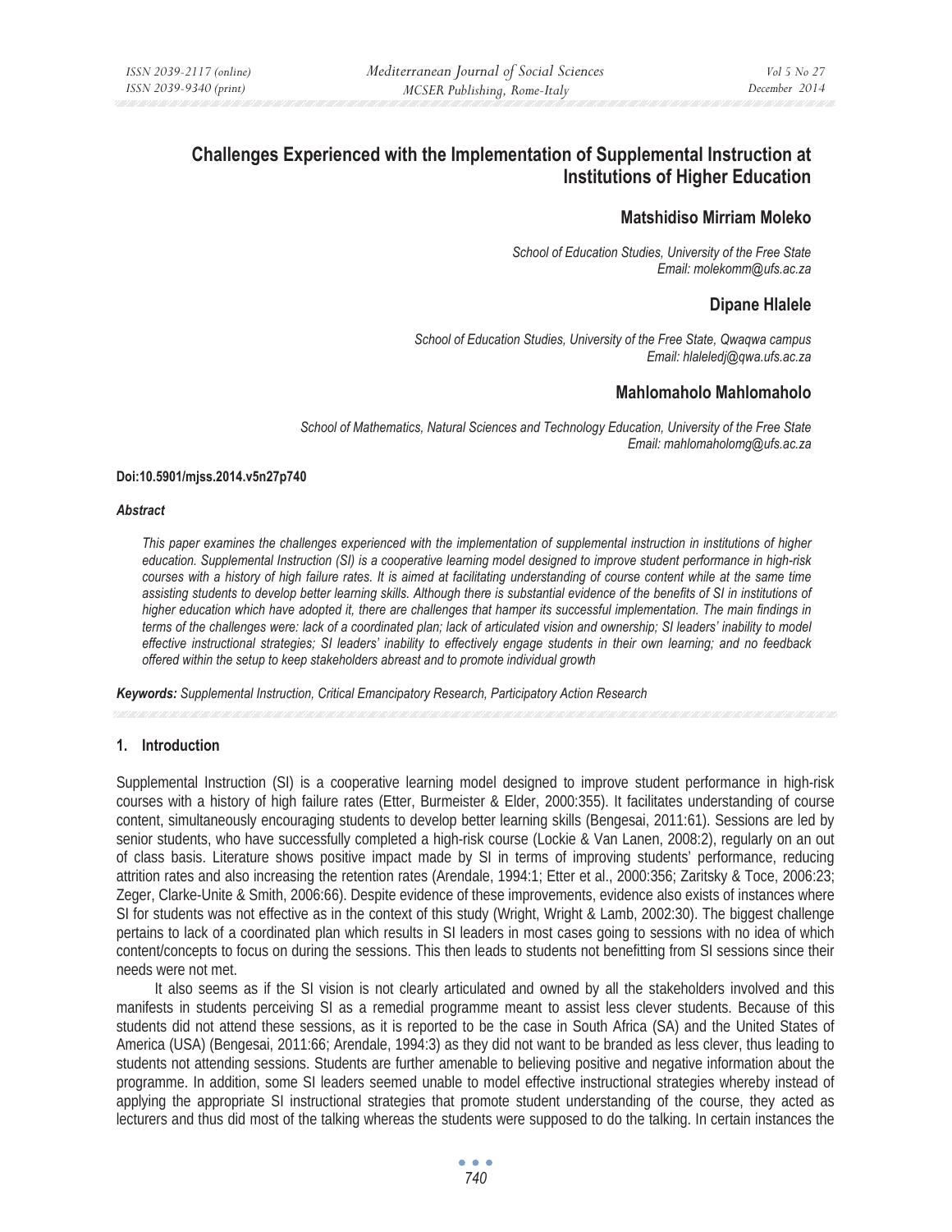# Challenges Experienced with the Implementation of Supplemental Instruction at Institutions of Higher Education

**Matshidiso Mirriam Moleko**

*School of Education Studies, University of the Free State*
*Email: molekomm@ufs.ac.za*

**Dipane Hlalele**

*School of Education Studies, University of the Free State, Qwaqwa campus*
*Email: hlaleledj@qwa.ufs.ac.za*

**Mahlomaholo Mahlomaholo**

*School of Mathematics, Natural Sciences and Technology Education, University of the Free State*
*Email: mahlomaholomg@ufs.ac.za*

**Doi:10.5901/mjss.2014.v5n27p740**

***Abstract***

*This paper examines the challenges experienced with the implementation of supplemental instruction in institutions of higher education. Supplemental Instruction (SI) is a cooperative learning model designed to improve student performance in high-risk courses with a history of high failure rates. It is aimed at facilitating understanding of course content while at the same time assisting students to develop better learning skills. Although there is substantial evidence of the benefits of SI in institutions of higher education which have adopted it, there are challenges that hamper its successful implementation. The main findings in terms of the challenges were: lack of a coordinated plan; lack of articulated vision and ownership; SI leaders' inability to model effective instructional strategies; SI leaders' inability to effectively engage students in their own learning; and no feedback offered within the setup to keep stakeholders abreast and to promote individual growth*

***Keywords:*** *Supplemental Instruction, Critical Emancipatory Research, Participatory Action Research*

## 1. Introduction

Supplemental Instruction (SI) is a cooperative learning model designed to improve student performance in high-risk courses with a history of high failure rates (Etter, Burmeister & Elder, 2000:355). It facilitates understanding of course content, simultaneously encouraging students to develop better learning skills (Bengesai, 2011:61). Sessions are led by senior students, who have successfully completed a high-risk course (Lockie & Van Lanen, 2008:2), regularly on an out of class basis. Literature shows positive impact made by SI in terms of improving students' performance, reducing attrition rates and also increasing the retention rates (Arendale, 1994:1; Etter et al., 2000:356; Zaritsky & Toce, 2006:23; Zeger, Clarke-Unite & Smith, 2006:66). Despite evidence of these improvements, evidence also exists of instances where SI for students was not effective as in the context of this study (Wright, Wright & Lamb, 2002:30). The biggest challenge pertains to lack of a coordinated plan which results in SI leaders in most cases going to sessions with no idea of which content/concepts to focus on during the sessions. This then leads to students not benefitting from SI sessions since their needs were not met.

It also seems as if the SI vision is not clearly articulated and owned by all the stakeholders involved and this manifests in students perceiving SI as a remedial programme meant to assist less clever students. Because of this students did not attend these sessions, as it is reported to be the case in South Africa (SA) and the United States of America (USA) (Bengesai, 2011:66; Arendale, 1994:3) as they did not want to be branded as less clever, thus leading to students not attending sessions. Students are further amenable to believing positive and negative information about the programme. In addition, some SI leaders seemed unable to model effective instructional strategies whereby instead of applying the appropriate SI instructional strategies that promote student understanding of the course, they acted as lecturers and thus did most of the talking whereas the students were supposed to do the talking. In certain instances the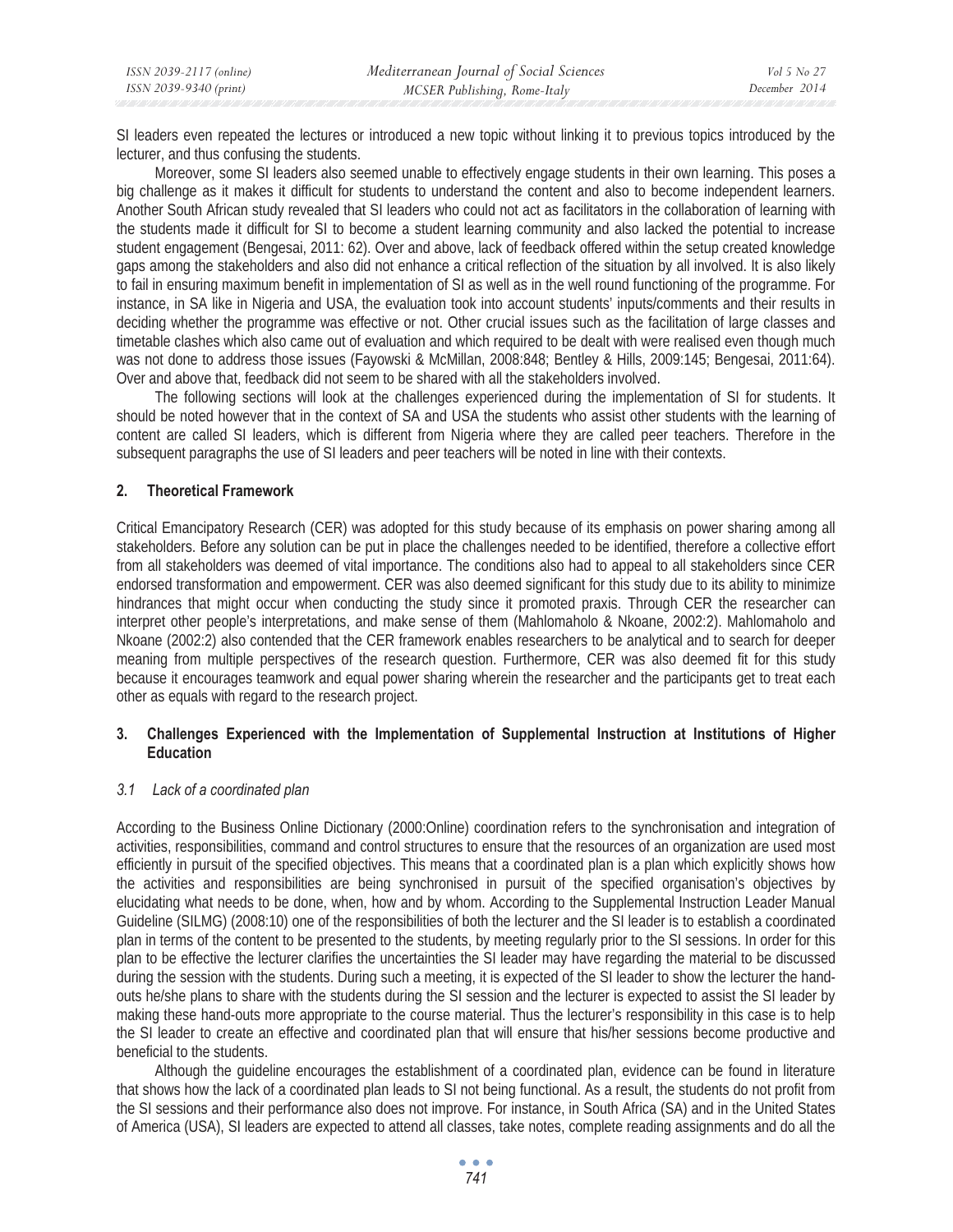SI leaders even repeated the lectures or introduced a new topic without linking it to previous topics introduced by the lecturer, and thus confusing the students.

Moreover, some SI leaders also seemed unable to effectively engage students in their own learning. This poses a big challenge as it makes it difficult for students to understand the content and also to become independent learners. Another South African study revealed that SI leaders who could not act as facilitators in the collaboration of learning with the students made it difficult for SI to become a student learning community and also lacked the potential to increase student engagement (Bengesai, 2011: 62). Over and above, lack of feedback offered within the setup created knowledge gaps among the stakeholders and also did not enhance a critical reflection of the situation by all involved. It is also likely to fail in ensuring maximum benefit in implementation of SI as well as in the well round functioning of the programme. For instance, in SA like in Nigeria and USA, the evaluation took into account students' inputs/comments and their results in deciding whether the programme was effective or not. Other crucial issues such as the facilitation of large classes and timetable clashes which also came out of evaluation and which required to be dealt with were realised even though much was not done to address those issues (Fayowski & McMillan, 2008:848; Bentley & Hills, 2009:145; Bengesai, 2011:64). Over and above that, feedback did not seem to be shared with all the stakeholders involved.

The following sections will look at the challenges experienced during the implementation of SI for students. It should be noted however that in the context of SA and USA the students who assist other students with the learning of content are called SI leaders, which is different from Nigeria where they are called peer teachers. Therefore in the subsequent paragraphs the use of SI leaders and peer teachers will be noted in line with their contexts.

## 2. Theoretical Framework

Critical Emancipatory Research (CER) was adopted for this study because of its emphasis on power sharing among all stakeholders. Before any solution can be put in place the challenges needed to be identified, therefore a collective effort from all stakeholders was deemed of vital importance. The conditions also had to appeal to all stakeholders since CER endorsed transformation and empowerment. CER was also deemed significant for this study due to its ability to minimize hindrances that might occur when conducting the study since it promoted praxis. Through CER the researcher can interpret other people's interpretations, and make sense of them (Mahlomaholo & Nkoane, 2002:2). Mahlomaholo and Nkoane (2002:2) also contended that the CER framework enables researchers to be analytical and to search for deeper meaning from multiple perspectives of the research question. Furthermore, CER was also deemed fit for this study because it encourages teamwork and equal power sharing wherein the researcher and the participants get to treat each other as equals with regard to the research project.

## 3. Challenges Experienced with the Implementation of Supplemental Instruction at Institutions of Higher Education

### *3.1 Lack of a coordinated plan*

According to the Business Online Dictionary (2000:Online) coordination refers to the synchronisation and integration of activities, responsibilities, command and control structures to ensure that the resources of an organization are used most efficiently in pursuit of the specified objectives. This means that a coordinated plan is a plan which explicitly shows how the activities and responsibilities are being synchronised in pursuit of the specified organisation's objectives by elucidating what needs to be done, when, how and by whom. According to the Supplemental Instruction Leader Manual Guideline (SILMG) (2008:10) one of the responsibilities of both the lecturer and the SI leader is to establish a coordinated plan in terms of the content to be presented to the students, by meeting regularly prior to the SI sessions. In order for this plan to be effective the lecturer clarifies the uncertainties the SI leader may have regarding the material to be discussed during the session with the students. During such a meeting, it is expected of the SI leader to show the lecturer the hand-outs he/she plans to share with the students during the SI session and the lecturer is expected to assist the SI leader by making these hand-outs more appropriate to the course material. Thus the lecturer's responsibility in this case is to help the SI leader to create an effective and coordinated plan that will ensure that his/her sessions become productive and beneficial to the students.

Although the guideline encourages the establishment of a coordinated plan, evidence can be found in literature that shows how the lack of a coordinated plan leads to SI not being functional. As a result, the students do not profit from the SI sessions and their performance also does not improve. For instance, in South Africa (SA) and in the United States of America (USA), SI leaders are expected to attend all classes, take notes, complete reading assignments and do all the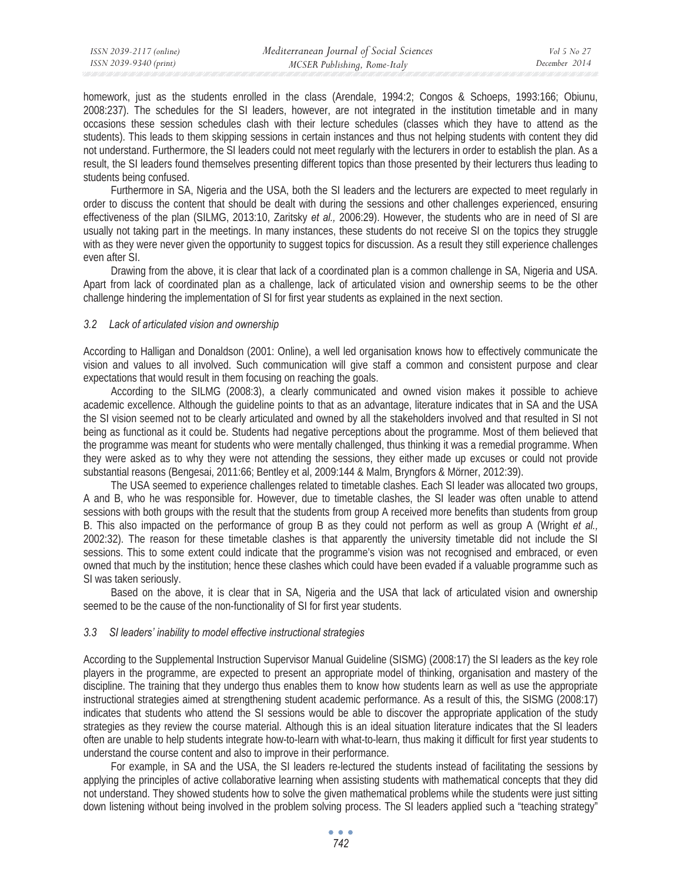homework, just as the students enrolled in the class (Arendale, 1994:2; Congos & Schoeps, 1993:166; Obiunu, 2008:237). The schedules for the SI leaders, however, are not integrated in the institution timetable and in many occasions these session schedules clash with their lecture schedules (classes which they have to attend as the students). This leads to them skipping sessions in certain instances and thus not helping students with content they did not understand. Furthermore, the SI leaders could not meet regularly with the lecturers in order to establish the plan. As a result, the SI leaders found themselves presenting different topics than those presented by their lecturers thus leading to students being confused.

Furthermore in SA, Nigeria and the USA, both the SI leaders and the lecturers are expected to meet regularly in order to discuss the content that should be dealt with during the sessions and other challenges experienced, ensuring effectiveness of the plan (SILMG, 2013:10, Zaritsky *et al.,* 2006:29). However, the students who are in need of SI are usually not taking part in the meetings. In many instances, these students do not receive SI on the topics they struggle with as they were never given the opportunity to suggest topics for discussion. As a result they still experience challenges even after SI.

Drawing from the above, it is clear that lack of a coordinated plan is a common challenge in SA, Nigeria and USA. Apart from lack of coordinated plan as a challenge, lack of articulated vision and ownership seems to be the other challenge hindering the implementation of SI for first year students as explained in the next section.

### *3.2 Lack of articulated vision and ownership*

According to Halligan and Donaldson (2001: Online), a well led organisation knows how to effectively communicate the vision and values to all involved. Such communication will give staff a common and consistent purpose and clear expectations that would result in them focusing on reaching the goals.

According to the SILMG (2008:3), a clearly communicated and owned vision makes it possible to achieve academic excellence. Although the guideline points to that as an advantage, literature indicates that in SA and the USA the SI vision seemed not to be clearly articulated and owned by all the stakeholders involved and that resulted in SI not being as functional as it could be. Students had negative perceptions about the programme. Most of them believed that the programme was meant for students who were mentally challenged, thus thinking it was a remedial programme. When they were asked as to why they were not attending the sessions, they either made up excuses or could not provide substantial reasons (Bengesai, 2011:66; Bentley et al, 2009:144 & Malm, Bryngfors & Mörner, 2012:39).

The USA seemed to experience challenges related to timetable clashes. Each SI leader was allocated two groups, A and B, who he was responsible for. However, due to timetable clashes, the SI leader was often unable to attend sessions with both groups with the result that the students from group A received more benefits than students from group B. This also impacted on the performance of group B as they could not perform as well as group A (Wright *et al.,* 2002:32). The reason for these timetable clashes is that apparently the university timetable did not include the SI sessions. This to some extent could indicate that the programme's vision was not recognised and embraced, or even owned that much by the institution; hence these clashes which could have been evaded if a valuable programme such as SI was taken seriously.

Based on the above, it is clear that in SA, Nigeria and the USA that lack of articulated vision and ownership seemed to be the cause of the non-functionality of SI for first year students.

### *3.3 SI leaders' inability to model effective instructional strategies*

According to the Supplemental Instruction Supervisor Manual Guideline (SISMG) (2008:17) the SI leaders as the key role players in the programme, are expected to present an appropriate model of thinking, organisation and mastery of the discipline. The training that they undergo thus enables them to know how students learn as well as use the appropriate instructional strategies aimed at strengthening student academic performance. As a result of this, the SISMG (2008:17) indicates that students who attend the SI sessions would be able to discover the appropriate application of the study strategies as they review the course material. Although this is an ideal situation literature indicates that the SI leaders often are unable to help students integrate how-to-learn with what-to-learn, thus making it difficult for first year students to understand the course content and also to improve in their performance.

For example, in SA and the USA, the SI leaders re-lectured the students instead of facilitating the sessions by applying the principles of active collaborative learning when assisting students with mathematical concepts that they did not understand. They showed students how to solve the given mathematical problems while the students were just sitting down listening without being involved in the problem solving process. The SI leaders applied such a "teaching strategy"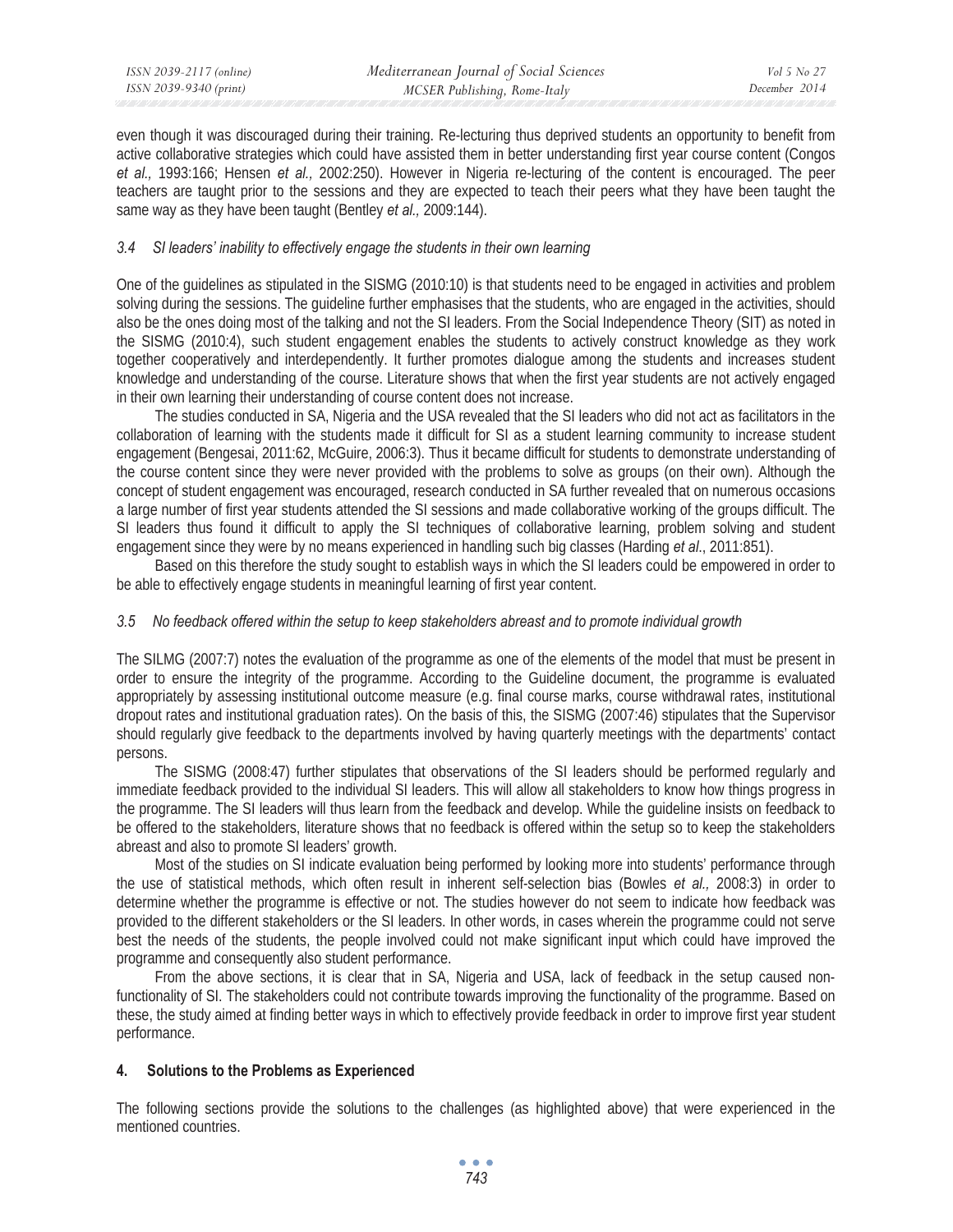even though it was discouraged during their training. Re-lecturing thus deprived students an opportunity to benefit from active collaborative strategies which could have assisted them in better understanding first year course content (Congos *et al.,* 1993:166; Hensen *et al.,* 2002:250). However in Nigeria re-lecturing of the content is encouraged. The peer teachers are taught prior to the sessions and they are expected to teach their peers what they have been taught the same way as they have been taught (Bentley *et al.,* 2009:144).

### *3.4 SI leaders' inability to effectively engage the students in their own learning*

One of the guidelines as stipulated in the SISMG (2010:10) is that students need to be engaged in activities and problem solving during the sessions. The guideline further emphasises that the students, who are engaged in the activities, should also be the ones doing most of the talking and not the SI leaders. From the Social Independence Theory (SIT) as noted in the SISMG (2010:4), such student engagement enables the students to actively construct knowledge as they work together cooperatively and interdependently. It further promotes dialogue among the students and increases student knowledge and understanding of the course. Literature shows that when the first year students are not actively engaged in their own learning their understanding of course content does not increase.

The studies conducted in SA, Nigeria and the USA revealed that the SI leaders who did not act as facilitators in the collaboration of learning with the students made it difficult for SI as a student learning community to increase student engagement (Bengesai, 2011:62, McGuire, 2006:3). Thus it became difficult for students to demonstrate understanding of the course content since they were never provided with the problems to solve as groups (on their own). Although the concept of student engagement was encouraged, research conducted in SA further revealed that on numerous occasions a large number of first year students attended the SI sessions and made collaborative working of the groups difficult. The SI leaders thus found it difficult to apply the SI techniques of collaborative learning, problem solving and student engagement since they were by no means experienced in handling such big classes (Harding *et al*., 2011:851).

Based on this therefore the study sought to establish ways in which the SI leaders could be empowered in order to be able to effectively engage students in meaningful learning of first year content.

### *3.5 No feedback offered within the setup to keep stakeholders abreast and to promote individual growth*

The SILMG (2007:7) notes the evaluation of the programme as one of the elements of the model that must be present in order to ensure the integrity of the programme. According to the Guideline document, the programme is evaluated appropriately by assessing institutional outcome measure (e.g. final course marks, course withdrawal rates, institutional dropout rates and institutional graduation rates). On the basis of this, the SISMG (2007:46) stipulates that the Supervisor should regularly give feedback to the departments involved by having quarterly meetings with the departments' contact persons.

The SISMG (2008:47) further stipulates that observations of the SI leaders should be performed regularly and immediate feedback provided to the individual SI leaders. This will allow all stakeholders to know how things progress in the programme. The SI leaders will thus learn from the feedback and develop. While the guideline insists on feedback to be offered to the stakeholders, literature shows that no feedback is offered within the setup so to keep the stakeholders abreast and also to promote SI leaders' growth.

Most of the studies on SI indicate evaluation being performed by looking more into students' performance through the use of statistical methods, which often result in inherent self-selection bias (Bowles *et al.,* 2008:3) in order to determine whether the programme is effective or not. The studies however do not seem to indicate how feedback was provided to the different stakeholders or the SI leaders. In other words, in cases wherein the programme could not serve best the needs of the students, the people involved could not make significant input which could have improved the programme and consequently also student performance.

From the above sections, it is clear that in SA, Nigeria and USA, lack of feedback in the setup caused non-functionality of SI. The stakeholders could not contribute towards improving the functionality of the programme. Based on these, the study aimed at finding better ways in which to effectively provide feedback in order to improve first year student performance.

## 4. Solutions to the Problems as Experienced

The following sections provide the solutions to the challenges (as highlighted above) that were experienced in the mentioned countries.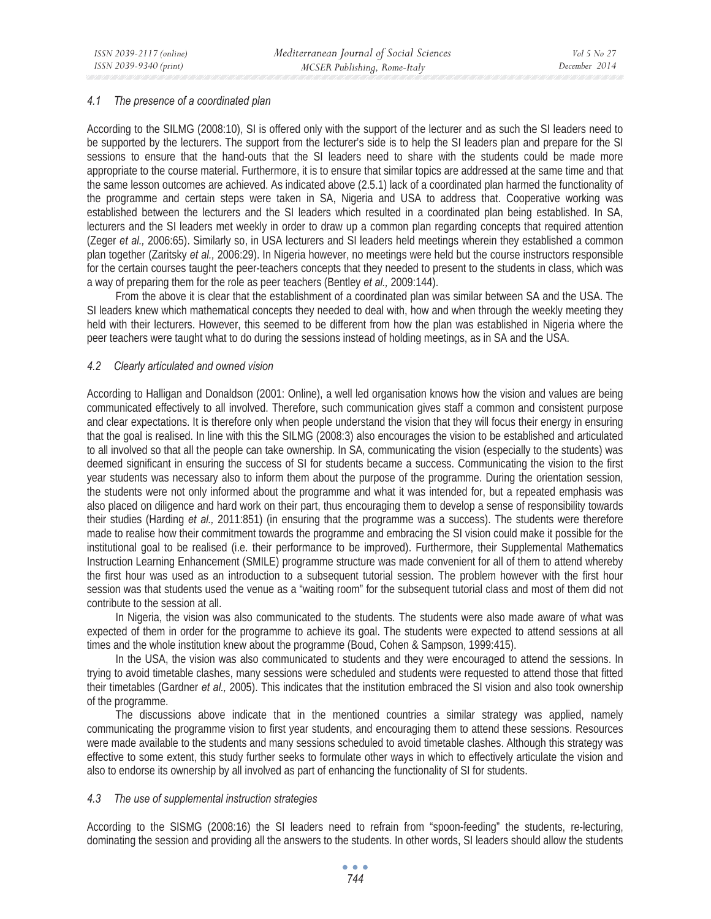### 4.1 The presence of a coordinated plan

According to the SILMG (2008:10), SI is offered only with the support of the lecturer and as such the SI leaders need to be supported by the lecturers. The support from the lecturer's side is to help the SI leaders plan and prepare for the SI sessions to ensure that the hand-outs that the SI leaders need to share with the students could be made more appropriate to the course material. Furthermore, it is to ensure that similar topics are addressed at the same time and that the same lesson outcomes are achieved. As indicated above (2.5.1) lack of a coordinated plan harmed the functionality of the programme and certain steps were taken in SA, Nigeria and USA to address that. Cooperative working was established between the lecturers and the SI leaders which resulted in a coordinated plan being established. In SA, lecturers and the SI leaders met weekly in order to draw up a common plan regarding concepts that required attention (Zeger *et al.,* 2006:65). Similarly so, in USA lecturers and SI leaders held meetings wherein they established a common plan together (Zaritsky *et al.,* 2006:29). In Nigeria however, no meetings were held but the course instructors responsible for the certain courses taught the peer-teachers concepts that they needed to present to the students in class, which was a way of preparing them for the role as peer teachers (Bentley *et al.,* 2009:144).

From the above it is clear that the establishment of a coordinated plan was similar between SA and the USA. The SI leaders knew which mathematical concepts they needed to deal with, how and when through the weekly meeting they held with their lecturers. However, this seemed to be different from how the plan was established in Nigeria where the peer teachers were taught what to do during the sessions instead of holding meetings, as in SA and the USA.

### 4.2 Clearly articulated and owned vision

According to Halligan and Donaldson (2001: Online), a well led organisation knows how the vision and values are being communicated effectively to all involved. Therefore, such communication gives staff a common and consistent purpose and clear expectations. It is therefore only when people understand the vision that they will focus their energy in ensuring that the goal is realised. In line with this the SILMG (2008:3) also encourages the vision to be established and articulated to all involved so that all the people can take ownership. In SA, communicating the vision (especially to the students) was deemed significant in ensuring the success of SI for students became a success. Communicating the vision to the first year students was necessary also to inform them about the purpose of the programme. During the orientation session, the students were not only informed about the programme and what it was intended for, but a repeated emphasis was also placed on diligence and hard work on their part, thus encouraging them to develop a sense of responsibility towards their studies (Harding *et al.,* 2011:851) (in ensuring that the programme was a success). The students were therefore made to realise how their commitment towards the programme and embracing the SI vision could make it possible for the institutional goal to be realised (i.e. their performance to be improved). Furthermore, their Supplemental Mathematics Instruction Learning Enhancement (SMILE) programme structure was made convenient for all of them to attend whereby the first hour was used as an introduction to a subsequent tutorial session. The problem however with the first hour session was that students used the venue as a "waiting room" for the subsequent tutorial class and most of them did not contribute to the session at all.

In Nigeria, the vision was also communicated to the students. The students were also made aware of what was expected of them in order for the programme to achieve its goal. The students were expected to attend sessions at all times and the whole institution knew about the programme (Boud, Cohen & Sampson, 1999:415).

In the USA, the vision was also communicated to students and they were encouraged to attend the sessions. In trying to avoid timetable clashes, many sessions were scheduled and students were requested to attend those that fitted their timetables (Gardner *et al.,* 2005). This indicates that the institution embraced the SI vision and also took ownership of the programme.

The discussions above indicate that in the mentioned countries a similar strategy was applied, namely communicating the programme vision to first year students, and encouraging them to attend these sessions. Resources were made available to the students and many sessions scheduled to avoid timetable clashes. Although this strategy was effective to some extent, this study further seeks to formulate other ways in which to effectively articulate the vision and also to endorse its ownership by all involved as part of enhancing the functionality of SI for students.

### 4.3 The use of supplemental instruction strategies

According to the SISMG (2008:16) the SI leaders need to refrain from "spoon-feeding" the students, re-lecturing, dominating the session and providing all the answers to the students. In other words, SI leaders should allow the students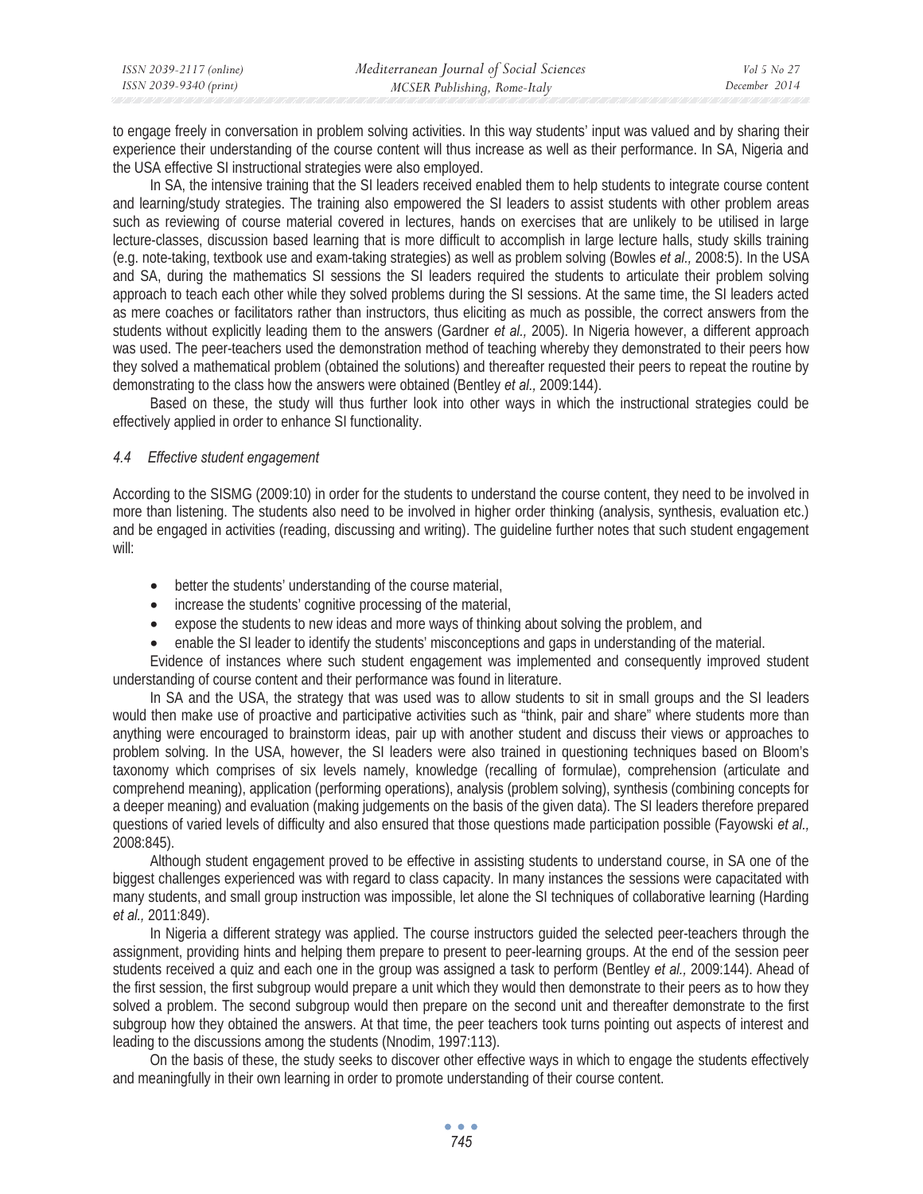to engage freely in conversation in problem solving activities. In this way students' input was valued and by sharing their experience their understanding of the course content will thus increase as well as their performance. In SA, Nigeria and the USA effective SI instructional strategies were also employed.

In SA, the intensive training that the SI leaders received enabled them to help students to integrate course content and learning/study strategies. The training also empowered the SI leaders to assist students with other problem areas such as reviewing of course material covered in lectures, hands on exercises that are unlikely to be utilised in large lecture-classes, discussion based learning that is more difficult to accomplish in large lecture halls, study skills training (e.g. note-taking, textbook use and exam-taking strategies) as well as problem solving (Bowles *et al.,* 2008:5). In the USA and SA, during the mathematics SI sessions the SI leaders required the students to articulate their problem solving approach to teach each other while they solved problems during the SI sessions. At the same time, the SI leaders acted as mere coaches or facilitators rather than instructors, thus eliciting as much as possible, the correct answers from the students without explicitly leading them to the answers (Gardner *et al.,* 2005). In Nigeria however, a different approach was used. The peer-teachers used the demonstration method of teaching whereby they demonstrated to their peers how they solved a mathematical problem (obtained the solutions) and thereafter requested their peers to repeat the routine by demonstrating to the class how the answers were obtained (Bentley *et al.,* 2009:144).

Based on these, the study will thus further look into other ways in which the instructional strategies could be effectively applied in order to enhance SI functionality.

### *4.4 Effective student engagement*

According to the SISMG (2009:10) in order for the students to understand the course content, they need to be involved in more than listening. The students also need to be involved in higher order thinking (analysis, synthesis, evaluation etc.) and be engaged in activities (reading, discussing and writing). The guideline further notes that such student engagement will:

- better the students' understanding of the course material,
- increase the students' cognitive processing of the material,
- expose the students to new ideas and more ways of thinking about solving the problem, and
- enable the SI leader to identify the students' misconceptions and gaps in understanding of the material.

Evidence of instances where such student engagement was implemented and consequently improved student understanding of course content and their performance was found in literature.

In SA and the USA, the strategy that was used was to allow students to sit in small groups and the SI leaders would then make use of proactive and participative activities such as "think, pair and share" where students more than anything were encouraged to brainstorm ideas, pair up with another student and discuss their views or approaches to problem solving. In the USA, however, the SI leaders were also trained in questioning techniques based on Bloom's taxonomy which comprises of six levels namely, knowledge (recalling of formulae), comprehension (articulate and comprehend meaning), application (performing operations), analysis (problem solving), synthesis (combining concepts for a deeper meaning) and evaluation (making judgements on the basis of the given data). The SI leaders therefore prepared questions of varied levels of difficulty and also ensured that those questions made participation possible (Fayowski *et al.,* 2008:845).

Although student engagement proved to be effective in assisting students to understand course, in SA one of the biggest challenges experienced was with regard to class capacity. In many instances the sessions were capacitated with many students, and small group instruction was impossible, let alone the SI techniques of collaborative learning (Harding *et al.,* 2011:849).

In Nigeria a different strategy was applied. The course instructors guided the selected peer-teachers through the assignment, providing hints and helping them prepare to present to peer-learning groups. At the end of the session peer students received a quiz and each one in the group was assigned a task to perform (Bentley *et al.,* 2009:144). Ahead of the first session, the first subgroup would prepare a unit which they would then demonstrate to their peers as to how they solved a problem. The second subgroup would then prepare on the second unit and thereafter demonstrate to the first subgroup how they obtained the answers. At that time, the peer teachers took turns pointing out aspects of interest and leading to the discussions among the students (Nnodim, 1997:113).

On the basis of these, the study seeks to discover other effective ways in which to engage the students effectively and meaningfully in their own learning in order to promote understanding of their course content.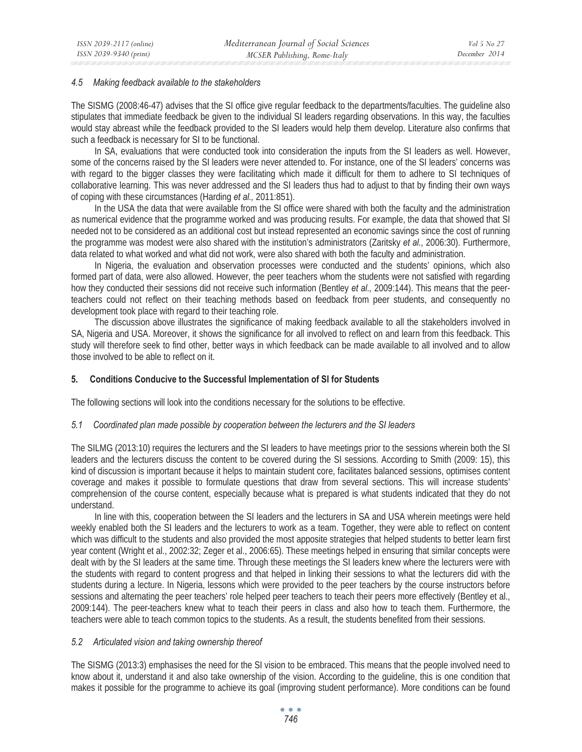### *4.5 Making feedback available to the stakeholders*

The SISMG (2008:46-47) advises that the SI office give regular feedback to the departments/faculties. The guideline also stipulates that immediate feedback be given to the individual SI leaders regarding observations. In this way, the faculties would stay abreast while the feedback provided to the SI leaders would help them develop. Literature also confirms that such a feedback is necessary for SI to be functional.

In SA, evaluations that were conducted took into consideration the inputs from the SI leaders as well. However, some of the concerns raised by the SI leaders were never attended to. For instance, one of the SI leaders' concerns was with regard to the bigger classes they were facilitating which made it difficult for them to adhere to SI techniques of collaborative learning. This was never addressed and the SI leaders thus had to adjust to that by finding their own ways of coping with these circumstances (Harding *et al.,* 2011:851).

In the USA the data that were available from the SI office were shared with both the faculty and the administration as numerical evidence that the programme worked and was producing results. For example, the data that showed that SI needed not to be considered as an additional cost but instead represented an economic savings since the cost of running the programme was modest were also shared with the institution's administrators (Zaritsky *et al.,* 2006:30). Furthermore, data related to what worked and what did not work, were also shared with both the faculty and administration.

In Nigeria, the evaluation and observation processes were conducted and the students' opinions, which also formed part of data, were also allowed. However, the peer teachers whom the students were not satisfied with regarding how they conducted their sessions did not receive such information (Bentley *et al.,* 2009:144). This means that the peer-teachers could not reflect on their teaching methods based on feedback from peer students, and consequently no development took place with regard to their teaching role.

The discussion above illustrates the significance of making feedback available to all the stakeholders involved in SA, Nigeria and USA. Moreover, it shows the significance for all involved to reflect on and learn from this feedback. This study will therefore seek to find other, better ways in which feedback can be made available to all involved and to allow those involved to be able to reflect on it.

## 5. Conditions Conducive to the Successful Implementation of SI for Students

The following sections will look into the conditions necessary for the solutions to be effective.

### *5.1 Coordinated plan made possible by cooperation between the lecturers and the SI leaders*

The SILMG (2013:10) requires the lecturers and the SI leaders to have meetings prior to the sessions wherein both the SI leaders and the lecturers discuss the content to be covered during the SI sessions. According to Smith (2009: 15), this kind of discussion is important because it helps to maintain student core, facilitates balanced sessions, optimises content coverage and makes it possible to formulate questions that draw from several sections. This will increase students' comprehension of the course content, especially because what is prepared is what students indicated that they do not understand.

In line with this, cooperation between the SI leaders and the lecturers in SA and USA wherein meetings were held weekly enabled both the SI leaders and the lecturers to work as a team. Together, they were able to reflect on content which was difficult to the students and also provided the most apposite strategies that helped students to better learn first year content (Wright et al., 2002:32; Zeger et al., 2006:65). These meetings helped in ensuring that similar concepts were dealt with by the SI leaders at the same time. Through these meetings the SI leaders knew where the lecturers were with the students with regard to content progress and that helped in linking their sessions to what the lecturers did with the students during a lecture. In Nigeria, lessons which were provided to the peer teachers by the course instructors before sessions and alternating the peer teachers' role helped peer teachers to teach their peers more effectively (Bentley et al., 2009:144). The peer-teachers knew what to teach their peers in class and also how to teach them. Furthermore, the teachers were able to teach common topics to the students. As a result, the students benefited from their sessions.

### *5.2 Articulated vision and taking ownership thereof*

The SISMG (2013:3) emphasises the need for the SI vision to be embraced. This means that the people involved need to know about it, understand it and also take ownership of the vision. According to the guideline, this is one condition that makes it possible for the programme to achieve its goal (improving student performance). More conditions can be found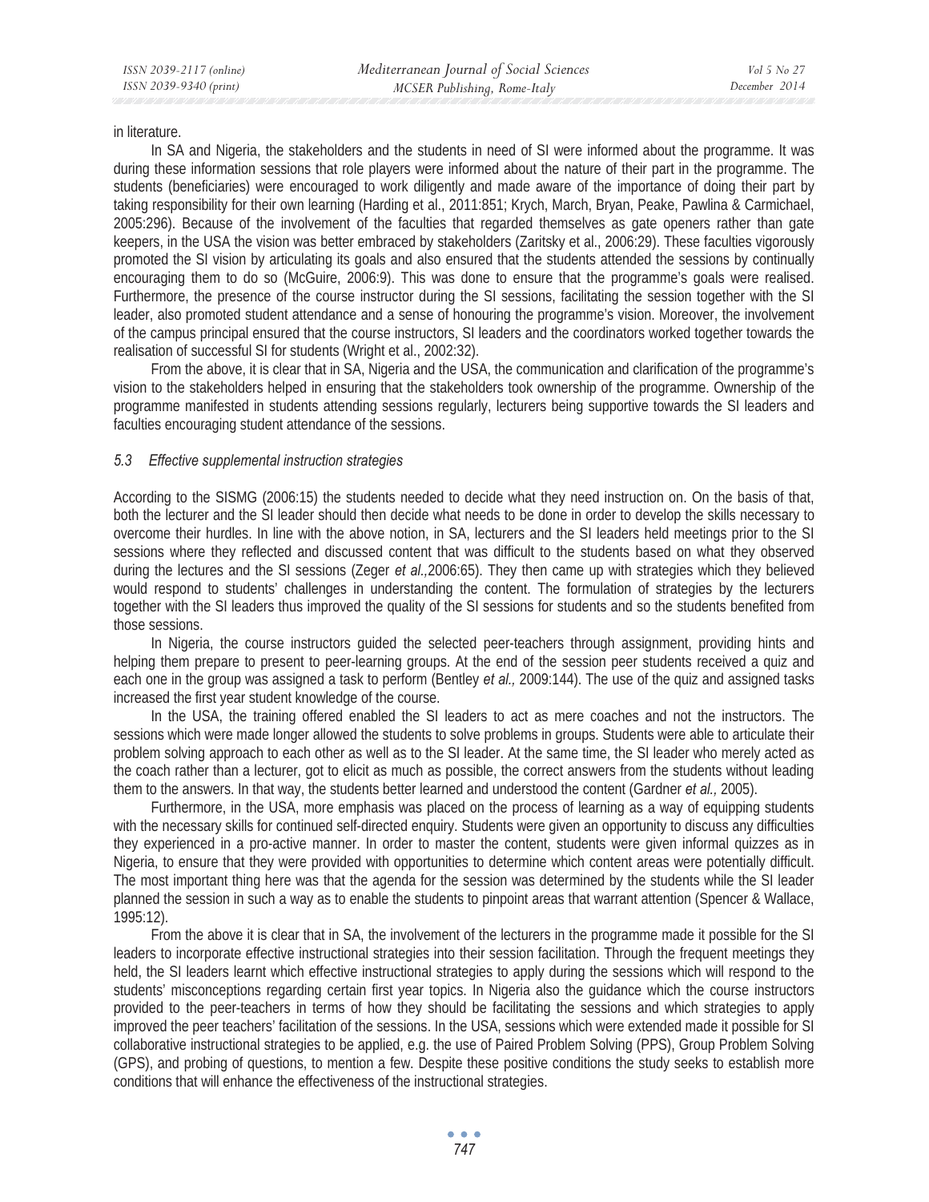in literature.

In SA and Nigeria, the stakeholders and the students in need of SI were informed about the programme. It was during these information sessions that role players were informed about the nature of their part in the programme. The students (beneficiaries) were encouraged to work diligently and made aware of the importance of doing their part by taking responsibility for their own learning (Harding et al., 2011:851; Krych, March, Bryan, Peake, Pawlina & Carmichael, 2005:296). Because of the involvement of the faculties that regarded themselves as gate openers rather than gate keepers, in the USA the vision was better embraced by stakeholders (Zaritsky et al., 2006:29). These faculties vigorously promoted the SI vision by articulating its goals and also ensured that the students attended the sessions by continually encouraging them to do so (McGuire, 2006:9). This was done to ensure that the programme's goals were realised. Furthermore, the presence of the course instructor during the SI sessions, facilitating the session together with the SI leader, also promoted student attendance and a sense of honouring the programme's vision. Moreover, the involvement of the campus principal ensured that the course instructors, SI leaders and the coordinators worked together towards the realisation of successful SI for students (Wright et al., 2002:32).

From the above, it is clear that in SA, Nigeria and the USA, the communication and clarification of the programme's vision to the stakeholders helped in ensuring that the stakeholders took ownership of the programme. Ownership of the programme manifested in students attending sessions regularly, lecturers being supportive towards the SI leaders and faculties encouraging student attendance of the sessions.

### *5.3 Effective supplemental instruction strategies*

According to the SISMG (2006:15) the students needed to decide what they need instruction on. On the basis of that, both the lecturer and the SI leader should then decide what needs to be done in order to develop the skills necessary to overcome their hurdles. In line with the above notion, in SA, lecturers and the SI leaders held meetings prior to the SI sessions where they reflected and discussed content that was difficult to the students based on what they observed during the lectures and the SI sessions (Zeger *et al.,*2006:65). They then came up with strategies which they believed would respond to students' challenges in understanding the content. The formulation of strategies by the lecturers together with the SI leaders thus improved the quality of the SI sessions for students and so the students benefited from those sessions.

In Nigeria, the course instructors guided the selected peer-teachers through assignment, providing hints and helping them prepare to present to peer-learning groups. At the end of the session peer students received a quiz and each one in the group was assigned a task to perform (Bentley *et al.,* 2009:144). The use of the quiz and assigned tasks increased the first year student knowledge of the course.

In the USA, the training offered enabled the SI leaders to act as mere coaches and not the instructors. The sessions which were made longer allowed the students to solve problems in groups. Students were able to articulate their problem solving approach to each other as well as to the SI leader. At the same time, the SI leader who merely acted as the coach rather than a lecturer, got to elicit as much as possible, the correct answers from the students without leading them to the answers. In that way, the students better learned and understood the content (Gardner *et al.,* 2005).

Furthermore, in the USA, more emphasis was placed on the process of learning as a way of equipping students with the necessary skills for continued self-directed enquiry. Students were given an opportunity to discuss any difficulties they experienced in a pro-active manner. In order to master the content, students were given informal quizzes as in Nigeria, to ensure that they were provided with opportunities to determine which content areas were potentially difficult. The most important thing here was that the agenda for the session was determined by the students while the SI leader planned the session in such a way as to enable the students to pinpoint areas that warrant attention (Spencer & Wallace, 1995:12).

From the above it is clear that in SA, the involvement of the lecturers in the programme made it possible for the SI leaders to incorporate effective instructional strategies into their session facilitation. Through the frequent meetings they held, the SI leaders learnt which effective instructional strategies to apply during the sessions which will respond to the students' misconceptions regarding certain first year topics. In Nigeria also the guidance which the course instructors provided to the peer-teachers in terms of how they should be facilitating the sessions and which strategies to apply improved the peer teachers' facilitation of the sessions. In the USA, sessions which were extended made it possible for SI collaborative instructional strategies to be applied, e.g. the use of Paired Problem Solving (PPS), Group Problem Solving (GPS), and probing of questions, to mention a few. Despite these positive conditions the study seeks to establish more conditions that will enhance the effectiveness of the instructional strategies.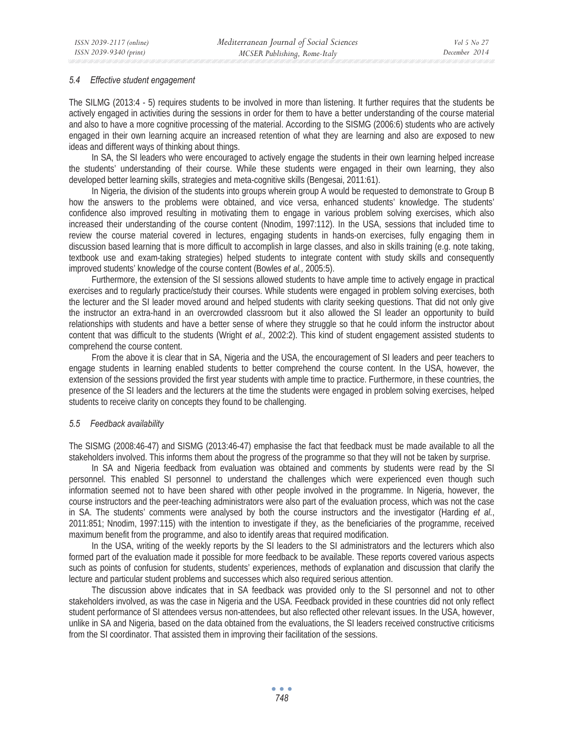### *5.4 Effective student engagement*

The SILMG (2013:4 - 5) requires students to be involved in more than listening. It further requires that the students be actively engaged in activities during the sessions in order for them to have a better understanding of the course material and also to have a more cognitive processing of the material. According to the SISMG (2006:6) students who are actively engaged in their own learning acquire an increased retention of what they are learning and also are exposed to new ideas and different ways of thinking about things.

In SA, the SI leaders who were encouraged to actively engage the students in their own learning helped increase the students' understanding of their course. While these students were engaged in their own learning, they also developed better learning skills, strategies and meta-cognitive skills (Bengesai, 2011:61).

In Nigeria, the division of the students into groups wherein group A would be requested to demonstrate to Group B how the answers to the problems were obtained, and vice versa, enhanced students' knowledge. The students' confidence also improved resulting in motivating them to engage in various problem solving exercises, which also increased their understanding of the course content (Nnodim, 1997:112). In the USA, sessions that included time to review the course material covered in lectures, engaging students in hands-on exercises, fully engaging them in discussion based learning that is more difficult to accomplish in large classes, and also in skills training (e.g. note taking, textbook use and exam-taking strategies) helped students to integrate content with study skills and consequently improved students' knowledge of the course content (Bowles *et al.,* 2005:5).

Furthermore, the extension of the SI sessions allowed students to have ample time to actively engage in practical exercises and to regularly practice/study their courses. While students were engaged in problem solving exercises, both the lecturer and the SI leader moved around and helped students with clarity seeking questions. That did not only give the instructor an extra-hand in an overcrowded classroom but it also allowed the SI leader an opportunity to build relationships with students and have a better sense of where they struggle so that he could inform the instructor about content that was difficult to the students (Wright *et al.,* 2002:2). This kind of student engagement assisted students to comprehend the course content.

From the above it is clear that in SA, Nigeria and the USA, the encouragement of SI leaders and peer teachers to engage students in learning enabled students to better comprehend the course content. In the USA, however, the extension of the sessions provided the first year students with ample time to practice. Furthermore, in these countries, the presence of the SI leaders and the lecturers at the time the students were engaged in problem solving exercises, helped students to receive clarity on concepts they found to be challenging.

### *5.5 Feedback availability*

The SISMG (2008:46-47) and SISMG (2013:46-47) emphasise the fact that feedback must be made available to all the stakeholders involved. This informs them about the progress of the programme so that they will not be taken by surprise.

In SA and Nigeria feedback from evaluation was obtained and comments by students were read by the SI personnel. This enabled SI personnel to understand the challenges which were experienced even though such information seemed not to have been shared with other people involved in the programme. In Nigeria, however, the course instructors and the peer-teaching administrators were also part of the evaluation process, which was not the case in SA. The students' comments were analysed by both the course instructors and the investigator (Harding *et al.*, 2011:851; Nnodim, 1997:115) with the intention to investigate if they, as the beneficiaries of the programme, received maximum benefit from the programme, and also to identify areas that required modification.

In the USA, writing of the weekly reports by the SI leaders to the SI administrators and the lecturers which also formed part of the evaluation made it possible for more feedback to be available. These reports covered various aspects such as points of confusion for students, students' experiences, methods of explanation and discussion that clarify the lecture and particular student problems and successes which also required serious attention.

The discussion above indicates that in SA feedback was provided only to the SI personnel and not to other stakeholders involved, as was the case in Nigeria and the USA. Feedback provided in these countries did not only reflect student performance of SI attendees versus non-attendees, but also reflected other relevant issues. In the USA, however, unlike in SA and Nigeria, based on the data obtained from the evaluations, the SI leaders received constructive criticisms from the SI coordinator. That assisted them in improving their facilitation of the sessions.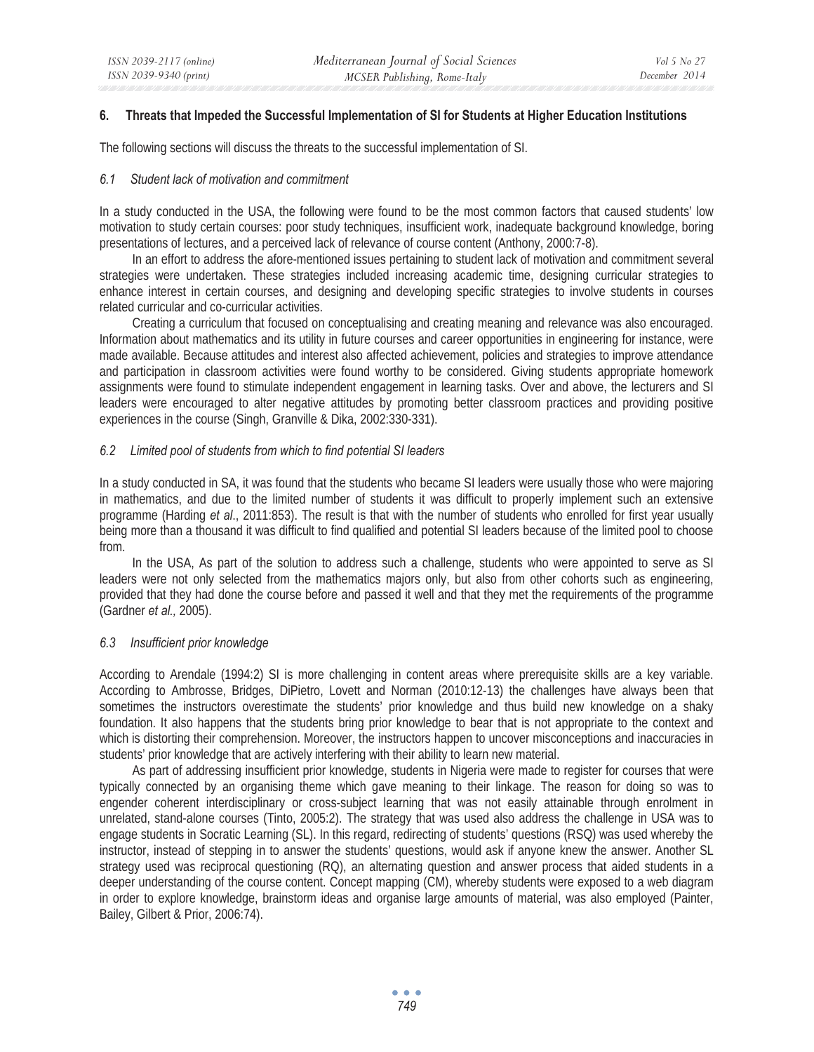## 6. Threats that Impeded the Successful Implementation of SI for Students at Higher Education Institutions

The following sections will discuss the threats to the successful implementation of SI.

### *6.1 Student lack of motivation and commitment*

In a study conducted in the USA, the following were found to be the most common factors that caused students' low motivation to study certain courses: poor study techniques, insufficient work, inadequate background knowledge, boring presentations of lectures, and a perceived lack of relevance of course content (Anthony, 2000:7-8).

In an effort to address the afore-mentioned issues pertaining to student lack of motivation and commitment several strategies were undertaken. These strategies included increasing academic time, designing curricular strategies to enhance interest in certain courses, and designing and developing specific strategies to involve students in courses related curricular and co-curricular activities.

Creating a curriculum that focused on conceptualising and creating meaning and relevance was also encouraged. Information about mathematics and its utility in future courses and career opportunities in engineering for instance, were made available. Because attitudes and interest also affected achievement, policies and strategies to improve attendance and participation in classroom activities were found worthy to be considered. Giving students appropriate homework assignments were found to stimulate independent engagement in learning tasks. Over and above, the lecturers and SI leaders were encouraged to alter negative attitudes by promoting better classroom practices and providing positive experiences in the course (Singh, Granville & Dika, 2002:330-331).

### *6.2 Limited pool of students from which to find potential SI leaders*

In a study conducted in SA, it was found that the students who became SI leaders were usually those who were majoring in mathematics, and due to the limited number of students it was difficult to properly implement such an extensive programme (Harding *et al*., 2011:853). The result is that with the number of students who enrolled for first year usually being more than a thousand it was difficult to find qualified and potential SI leaders because of the limited pool to choose from.

In the USA, As part of the solution to address such a challenge, students who were appointed to serve as SI leaders were not only selected from the mathematics majors only, but also from other cohorts such as engineering, provided that they had done the course before and passed it well and that they met the requirements of the programme (Gardner *et al.,* 2005).

### *6.3 Insufficient prior knowledge*

According to Arendale (1994:2) SI is more challenging in content areas where prerequisite skills are a key variable. According to Ambrosse, Bridges, DiPietro, Lovett and Norman (2010:12-13) the challenges have always been that sometimes the instructors overestimate the students' prior knowledge and thus build new knowledge on a shaky foundation. It also happens that the students bring prior knowledge to bear that is not appropriate to the context and which is distorting their comprehension. Moreover, the instructors happen to uncover misconceptions and inaccuracies in students' prior knowledge that are actively interfering with their ability to learn new material.

As part of addressing insufficient prior knowledge, students in Nigeria were made to register for courses that were typically connected by an organising theme which gave meaning to their linkage. The reason for doing so was to engender coherent interdisciplinary or cross-subject learning that was not easily attainable through enrolment in unrelated, stand-alone courses (Tinto, 2005:2). The strategy that was used also address the challenge in USA was to engage students in Socratic Learning (SL). In this regard, redirecting of students' questions (RSQ) was used whereby the instructor, instead of stepping in to answer the students' questions, would ask if anyone knew the answer. Another SL strategy used was reciprocal questioning (RQ), an alternating question and answer process that aided students in a deeper understanding of the course content. Concept mapping (CM), whereby students were exposed to a web diagram in order to explore knowledge, brainstorm ideas and organise large amounts of material, was also employed (Painter, Bailey, Gilbert & Prior, 2006:74).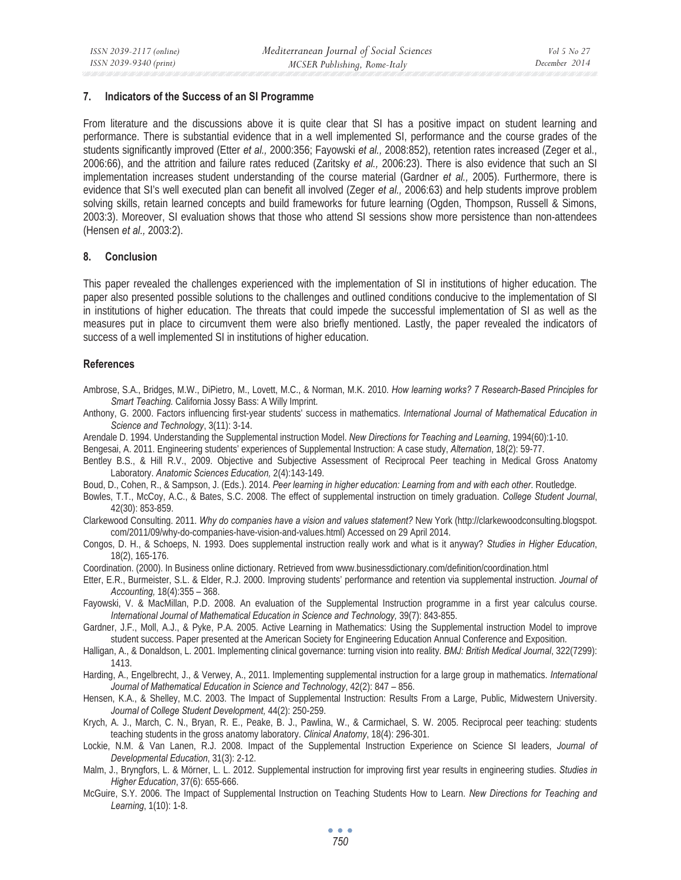## 7. Indicators of the Success of an SI Programme

From literature and the discussions above it is quite clear that SI has a positive impact on student learning and performance. There is substantial evidence that in a well implemented SI, performance and the course grades of the students significantly improved (Etter *et al.,* 2000:356; Fayowski *et al.,* 2008:852), retention rates increased (Zeger et al., 2006:66), and the attrition and failure rates reduced (Zaritsky *et al.,* 2006:23). There is also evidence that such an SI implementation increases student understanding of the course material (Gardner *et al.,* 2005). Furthermore, there is evidence that SI's well executed plan can benefit all involved (Zeger *et al.,* 2006:63) and help students improve problem solving skills, retain learned concepts and build frameworks for future learning (Ogden, Thompson, Russell & Simons, 2003:3). Moreover, SI evaluation shows that those who attend SI sessions show more persistence than non-attendees (Hensen *et al.,* 2003:2).

## 8. Conclusion

This paper revealed the challenges experienced with the implementation of SI in institutions of higher education. The paper also presented possible solutions to the challenges and outlined conditions conducive to the implementation of SI in institutions of higher education. The threats that could impede the successful implementation of SI as well as the measures put in place to circumvent them were also briefly mentioned. Lastly, the paper revealed the indicators of success of a well implemented SI in institutions of higher education.

## References

Ambrose, S.A., Bridges, M.W., DiPietro, M., Lovett, M.C., & Norman, M.K. 2010. *How learning works? 7 Research-Based Principles for Smart Teaching.* California Jossy Bass: A Willy Imprint.

Anthony, G. 2000. Factors influencing first-year students' success in mathematics. *International Journal of Mathematical Education in Science and Technology*, 3(11): 3-14.

Arendale D. 1994. Understanding the Supplemental instruction Model. *New Directions for Teaching and Learning*, 1994(60):1-10.

Bengesai, A. 2011. Engineering students' experiences of Supplemental Instruction: A case study, *Alternation*, 18(2): 59-77.

Bentley B.S., & Hill R.V., 2009. Objective and Subjective Assessment of Reciprocal Peer teaching in Medical Gross Anatomy Laboratory. *Anatomic Sciences Education,* 2(4):143-149.

Boud, D., Cohen, R., & Sampson, J. (Eds.). 2014. *Peer learning in higher education: Learning from and with each other*. Routledge.

Bowles, T.T., McCoy, A.C., & Bates, S.C. 2008. The effect of supplemental instruction on timely graduation. *College Student Journal*, 42(30): 853-859.

Clarkewood Consulting. 2011. *Why do companies have a vision and values statement?* New York (http://clarkewoodconsulting.blogspot.com/2011/09/why-do-companies-have-vision-and-values.html) Accessed on 29 April 2014.

Congos, D. H., & Schoeps, N. 1993. Does supplemental instruction really work and what is it anyway? *Studies in Higher Education*, 18(2), 165-176.

Coordination. (2000). In Business online dictionary. Retrieved from www.businessdictionary.com/definition/coordination.html

Etter, E.R., Burmeister, S.L. & Elder, R.J. 2000. Improving students' performance and retention via supplemental instruction. *Journal of Accounting,* 18(4):355 – 368.

Fayowski, V. & MacMillan, P.D. 2008. An evaluation of the Supplemental Instruction programme in a first year calculus course. *International Journal of Mathematical Education in Science and Technology,* 39(7): 843-855.

Gardner, J.F., Moll, A.J., & Pyke, P.A. 2005. Active Learning in Mathematics: Using the Supplemental instruction Model to improve student success. Paper presented at the American Society for Engineering Education Annual Conference and Exposition.

Halligan, A., & Donaldson, L. 2001. Implementing clinical governance: turning vision into reality. *BMJ: British Medical Journal*, 322(7299): 1413.

Harding, A., Engelbrecht, J., & Verwey, A., 2011. Implementing supplemental instruction for a large group in mathematics. *International Journal of Mathematical Education in Science and Technology*, 42(2): 847 – 856.

Hensen, K.A., & Shelley, M.C. 2003. The Impact of Supplemental Instruction: Results From a Large, Public, Midwestern University. *Journal of College Student Development*, 44(2): 250-259.

Krych, A. J., March, C. N., Bryan, R. E., Peake, B. J., Pawlina, W., & Carmichael, S. W. 2005. Reciprocal peer teaching: students teaching students in the gross anatomy laboratory. *Clinical Anatomy*, 18(4): 296-301.

Lockie, N.M. & Van Lanen, R.J. 2008. Impact of the Supplemental Instruction Experience on Science SI leaders, *Journal of Developmental Education*, 31(3): 2-12.

Malm, J., Bryngfors, L. & Mörner, L. L. 2012. Supplemental instruction for improving first year results in engineering studies. *Studies in Higher Education*, 37(6): 655-666.

McGuire, S.Y. 2006. The Impact of Supplemental Instruction on Teaching Students How to Learn. *New Directions for Teaching and Learning*, 1(10): 1-8.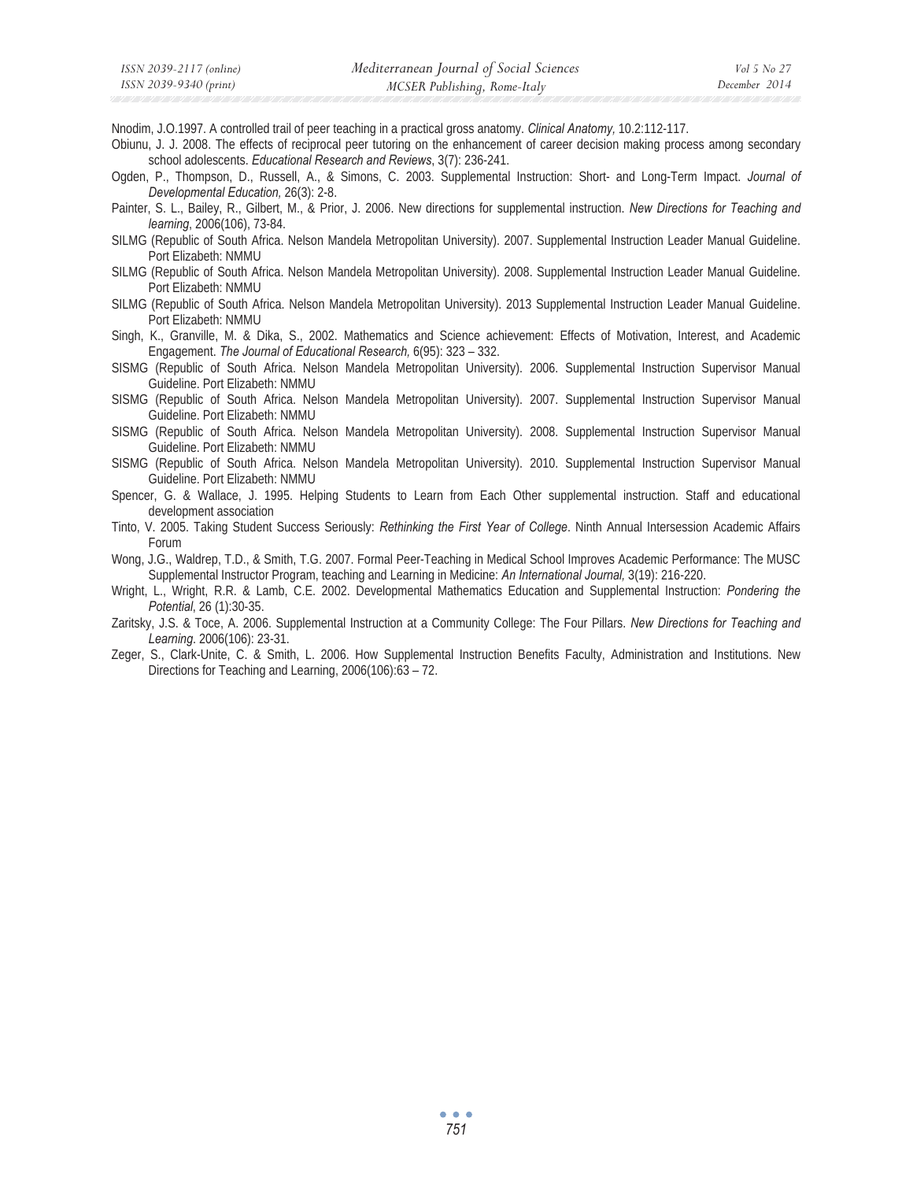Nnodim, J.O.1997. A controlled trail of peer teaching in a practical gross anatomy. *Clinical Anatomy,* 10.2:112-117.

Obiunu, J. J. 2008. The effects of reciprocal peer tutoring on the enhancement of career decision making process among secondary school adolescents. *Educational Research and Reviews*, 3(7): 236-241.

Ogden, P., Thompson, D., Russell, A., & Simons, C. 2003. Supplemental Instruction: Short- and Long-Term Impact. *Journal of Developmental Education,* 26(3): 2-8.

Painter, S. L., Bailey, R., Gilbert, M., & Prior, J. 2006. New directions for supplemental instruction. *New Directions for Teaching and learning*, 2006(106), 73-84.

SILMG (Republic of South Africa. Nelson Mandela Metropolitan University). 2007. Supplemental Instruction Leader Manual Guideline. Port Elizabeth: NMMU

SILMG (Republic of South Africa. Nelson Mandela Metropolitan University). 2008. Supplemental Instruction Leader Manual Guideline. Port Elizabeth: NMMU

SILMG (Republic of South Africa. Nelson Mandela Metropolitan University). 2013 Supplemental Instruction Leader Manual Guideline. Port Elizabeth: NMMU

Singh, K., Granville, M. & Dika, S., 2002. Mathematics and Science achievement: Effects of Motivation, Interest, and Academic Engagement. *The Journal of Educational Research,* 6(95): 323 – 332.

SISMG (Republic of South Africa. Nelson Mandela Metropolitan University). 2006. Supplemental Instruction Supervisor Manual Guideline. Port Elizabeth: NMMU

SISMG (Republic of South Africa. Nelson Mandela Metropolitan University). 2007. Supplemental Instruction Supervisor Manual Guideline. Port Elizabeth: NMMU

SISMG (Republic of South Africa. Nelson Mandela Metropolitan University). 2008. Supplemental Instruction Supervisor Manual Guideline. Port Elizabeth: NMMU

SISMG (Republic of South Africa. Nelson Mandela Metropolitan University). 2010. Supplemental Instruction Supervisor Manual Guideline. Port Elizabeth: NMMU

Spencer, G. & Wallace, J. 1995. Helping Students to Learn from Each Other supplemental instruction. Staff and educational development association

Tinto, V. 2005. Taking Student Success Seriously: *Rethinking the First Year of College*. Ninth Annual Intersession Academic Affairs Forum

Wong, J.G., Waldrep, T.D., & Smith, T.G. 2007. Formal Peer-Teaching in Medical School Improves Academic Performance: The MUSC Supplemental Instructor Program, teaching and Learning in Medicine: *An International Journal,* 3(19): 216-220.

Wright, L., Wright, R.R. & Lamb, C.E. 2002. Developmental Mathematics Education and Supplemental Instruction: *Pondering the Potential*, 26 (1):30-35.

Zaritsky, J.S. & Toce, A. 2006. Supplemental Instruction at a Community College: The Four Pillars. *New Directions for Teaching and Learning*. 2006(106): 23-31.

Zeger, S., Clark-Unite, C. & Smith, L. 2006. How Supplemental Instruction Benefits Faculty, Administration and Institutions. New Directions for Teaching and Learning, 2006(106):63 – 72.